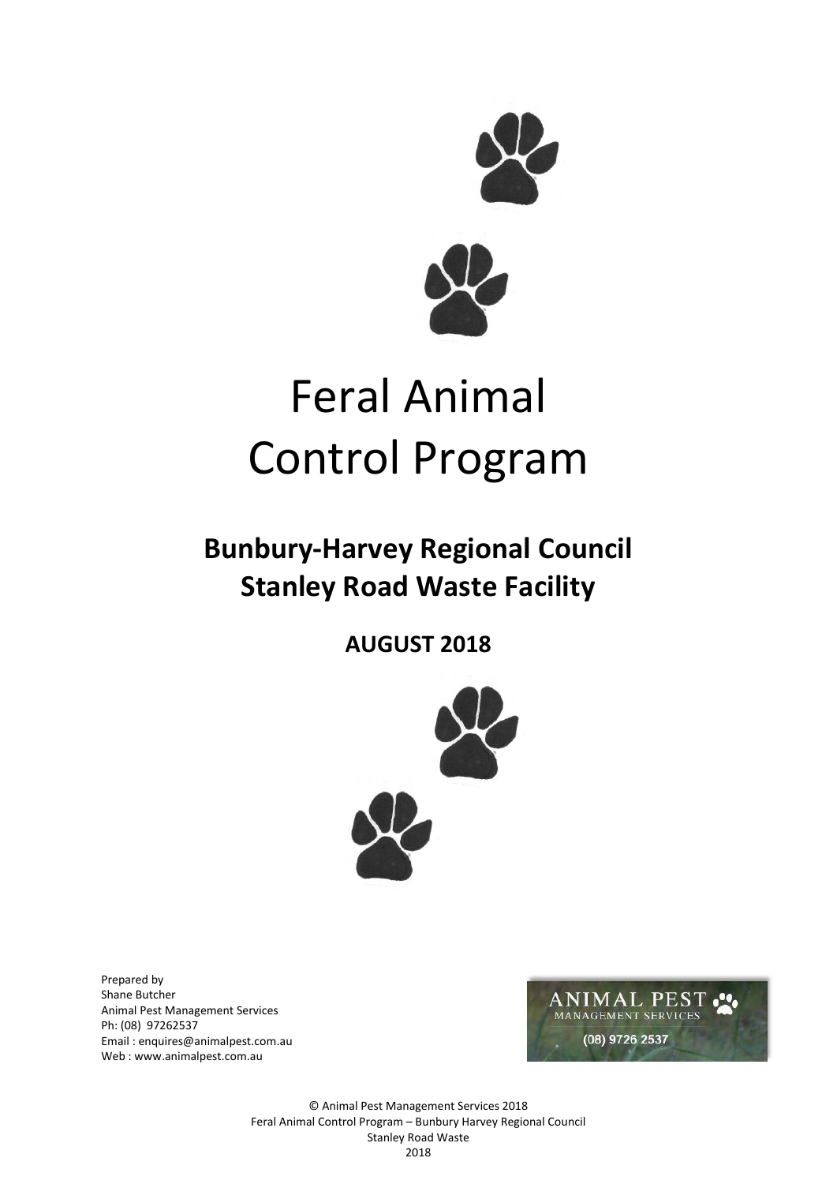# Feral Animal Control Program

## Bunbury-Harvey Regional Council
## Stanley Road Waste Facility

**AUGUST 2018**

Prepared by
Shane Butcher
Animal Pest Management Services
Ph: (08) 97262537
Email : enquires@animalpest.com.au
Web : www.animalpest.com.au

ANIMAL PEST
MANAGEMENT SERVICES
(08) 9726 2537

© Animal Pest Management Services 2018
Feral Animal Control Program – Bunbury Harvey Regional Council
Stanley Road Waste
2018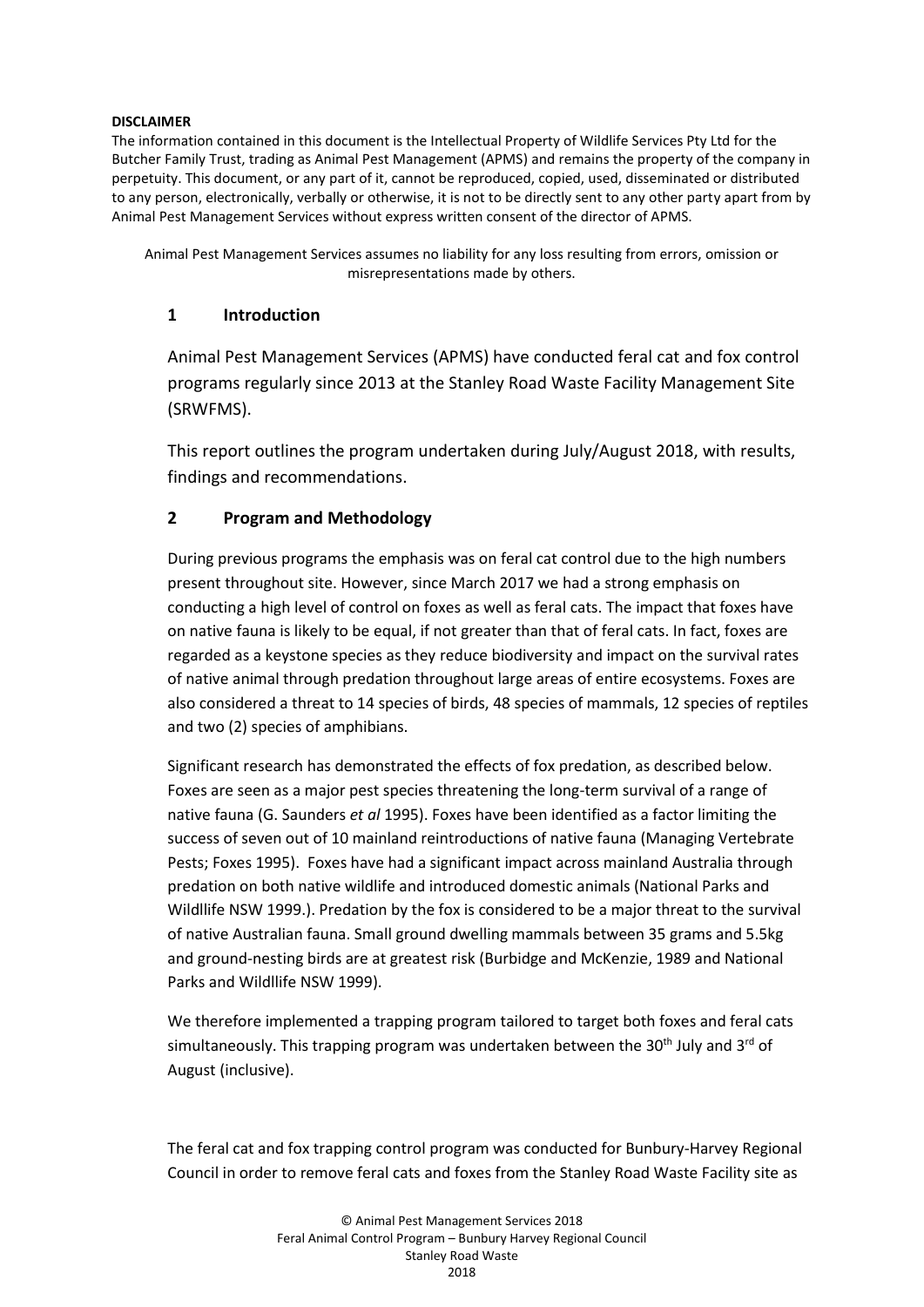**DISCLAIMER**

The information contained in this document is the Intellectual Property of Wildlife Services Pty Ltd for the Butcher Family Trust, trading as Animal Pest Management (APMS) and remains the property of the company in perpetuity. This document, or any part of it, cannot be reproduced, copied, used, disseminated or distributed to any person, electronically, verbally or otherwise, it is not to be directly sent to any other party apart from by Animal Pest Management Services without express written consent of the director of APMS.

Animal Pest Management Services assumes no liability for any loss resulting from errors, omission or misrepresentations made by others.

## 1 Introduction

Animal Pest Management Services (APMS) have conducted feral cat and fox control programs regularly since 2013 at the Stanley Road Waste Facility Management Site (SRWFMS).

This report outlines the program undertaken during July/August 2018, with results, findings and recommendations.

## 2 Program and Methodology

During previous programs the emphasis was on feral cat control due to the high numbers present throughout site. However, since March 2017 we had a strong emphasis on conducting a high level of control on foxes as well as feral cats. The impact that foxes have on native fauna is likely to be equal, if not greater than that of feral cats. In fact, foxes are regarded as a keystone species as they reduce biodiversity and impact on the survival rates of native animal through predation throughout large areas of entire ecosystems. Foxes are also considered a threat to 14 species of birds, 48 species of mammals, 12 species of reptiles and two (2) species of amphibians.

Significant research has demonstrated the effects of fox predation, as described below. Foxes are seen as a major pest species threatening the long-term survival of a range of native fauna (G. Saunders *et al* 1995). Foxes have been identified as a factor limiting the success of seven out of 10 mainland reintroductions of native fauna (Managing Vertebrate Pests; Foxes 1995). Foxes have had a significant impact across mainland Australia through predation on both native wildlife and introduced domestic animals (National Parks and Wildllife NSW 1999.). Predation by the fox is considered to be a major threat to the survival of native Australian fauna. Small ground dwelling mammals between 35 grams and 5.5kg and ground-nesting birds are at greatest risk (Burbidge and McKenzie, 1989 and National Parks and Wildllife NSW 1999).

We therefore implemented a trapping program tailored to target both foxes and feral cats simultaneously. This trapping program was undertaken between the 30th July and 3rd of August (inclusive).

The feral cat and fox trapping control program was conducted for Bunbury-Harvey Regional Council in order to remove feral cats and foxes from the Stanley Road Waste Facility site as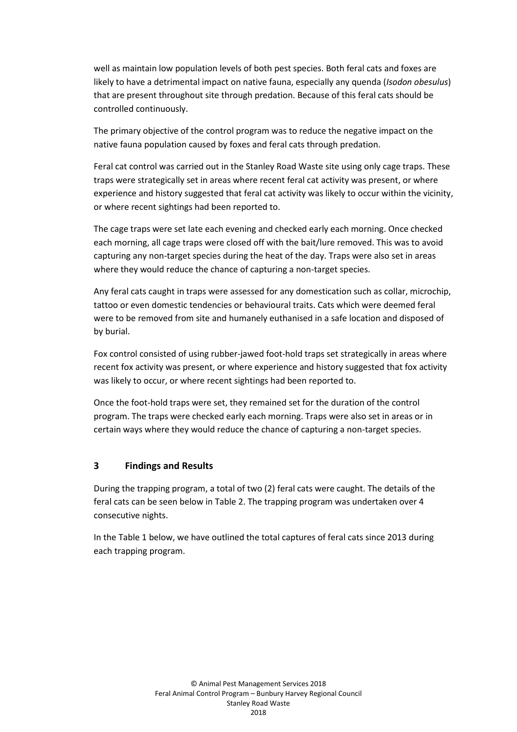well as maintain low population levels of both pest species. Both feral cats and foxes are likely to have a detrimental impact on native fauna, especially any quenda (*Isodon obesulus*) that are present throughout site through predation. Because of this feral cats should be controlled continuously.

The primary objective of the control program was to reduce the negative impact on the native fauna population caused by foxes and feral cats through predation.

Feral cat control was carried out in the Stanley Road Waste site using only cage traps. These traps were strategically set in areas where recent feral cat activity was present, or where experience and history suggested that feral cat activity was likely to occur within the vicinity, or where recent sightings had been reported to.

The cage traps were set late each evening and checked early each morning. Once checked each morning, all cage traps were closed off with the bait/lure removed. This was to avoid capturing any non-target species during the heat of the day. Traps were also set in areas where they would reduce the chance of capturing a non-target species.

Any feral cats caught in traps were assessed for any domestication such as collar, microchip, tattoo or even domestic tendencies or behavioural traits. Cats which were deemed feral were to be removed from site and humanely euthanised in a safe location and disposed of by burial.

Fox control consisted of using rubber-jawed foot-hold traps set strategically in areas where recent fox activity was present, or where experience and history suggested that fox activity was likely to occur, or where recent sightings had been reported to.

Once the foot-hold traps were set, they remained set for the duration of the control program. The traps were checked early each morning. Traps were also set in areas or in certain ways where they would reduce the chance of capturing a non-target species.

## 3 Findings and Results

During the trapping program, a total of two (2) feral cats were caught. The details of the feral cats can be seen below in Table 2. The trapping program was undertaken over 4 consecutive nights.

In the Table 1 below, we have outlined the total captures of feral cats since 2013 during each trapping program.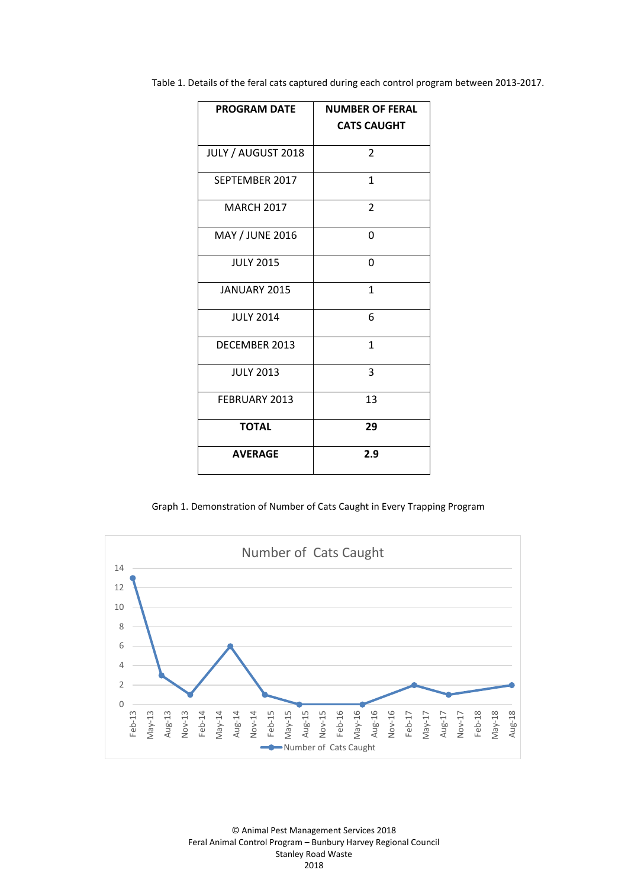Table 1. Details of the feral cats captured during each control program between 2013-2017.

| PROGRAM DATE | NUMBER OF FERAL CATS CAUGHT |
|---|---|
| JULY / AUGUST 2018 | 2 |
| SEPTEMBER 2017 | 1 |
| MARCH 2017 | 2 |
| MAY / JUNE 2016 | 0 |
| JULY 2015 | 0 |
| JANUARY 2015 | 1 |
| JULY 2014 | 6 |
| DECEMBER 2013 | 1 |
| JULY 2013 | 3 |
| FEBRUARY 2013 | 13 |
| **TOTAL** | **29** |
| **AVERAGE** | **2.9** |

Graph 1. Demonstration of Number of Cats Caught in Every Trapping Program

Number of Cats Caught

| Date | Number of Cats Caught |
|---|---|
| Feb-13 | 13 |
| Aug-13 | 3 |
| Nov-13 | 1 |
| Aug-14 | 6 |
| Feb-15 | 1 |
| Aug-15 | 0 |
| May-16 | 0 |
| Feb-17 | 2 |
| Aug-17 | 1 |
| Aug-18 | 2 |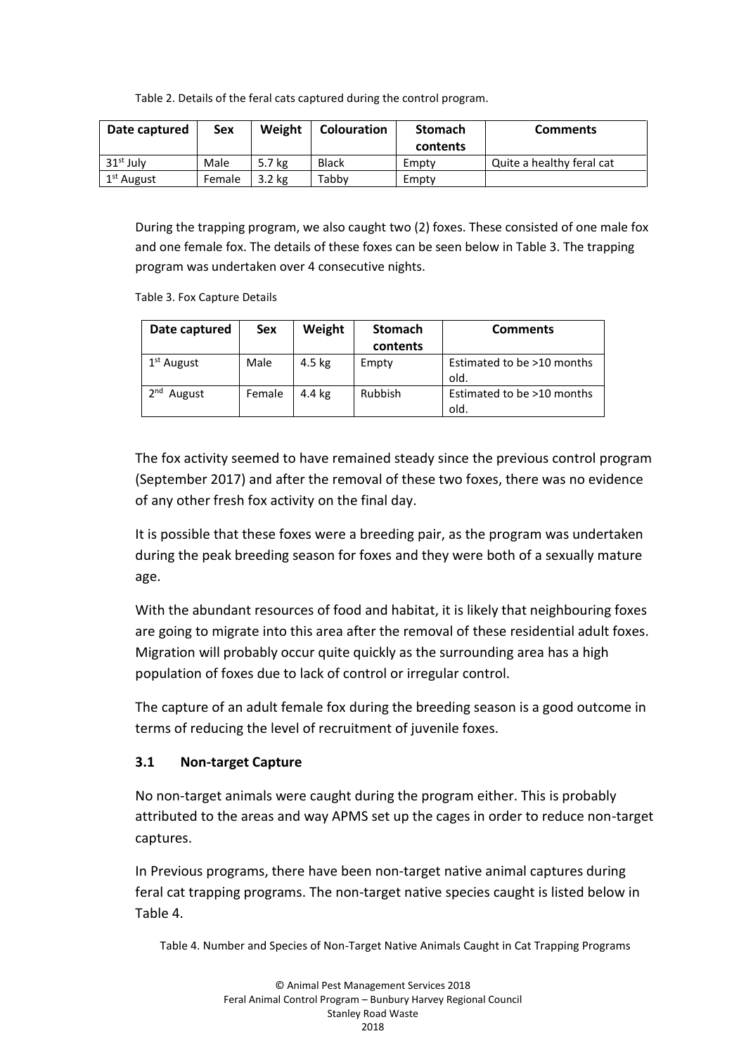Table 2. Details of the feral cats captured during the control program.

| Date captured | Sex | Weight | Colouration | Stomach contents | Comments |
|---|---|---|---|---|---|
| 31st July | Male | 5.7 kg | Black | Empty | Quite a healthy feral cat |
| 1st August | Female | 3.2 kg | Tabby | Empty | |

During the trapping program, we also caught two (2) foxes. These consisted of one male fox and one female fox. The details of these foxes can be seen below in Table 3. The trapping program was undertaken over 4 consecutive nights.

Table 3. Fox Capture Details

| Date captured | Sex | Weight | Stomach contents | Comments |
|---|---|---|---|---|
| 1st August | Male | 4.5 kg | Empty | Estimated to be >10 months old. |
| 2nd August | Female | 4.4 kg | Rubbish | Estimated to be >10 months old. |

The fox activity seemed to have remained steady since the previous control program (September 2017) and after the removal of these two foxes, there was no evidence of any other fresh fox activity on the final day.

It is possible that these foxes were a breeding pair, as the program was undertaken during the peak breeding season for foxes and they were both of a sexually mature age.

With the abundant resources of food and habitat, it is likely that neighbouring foxes are going to migrate into this area after the removal of these residential adult foxes. Migration will probably occur quite quickly as the surrounding area has a high population of foxes due to lack of control or irregular control.

The capture of an adult female fox during the breeding season is a good outcome in terms of reducing the level of recruitment of juvenile foxes.

## 3.1 Non-target Capture

No non-target animals were caught during the program either. This is probably attributed to the areas and way APMS set up the cages in order to reduce non-target captures.

In Previous programs, there have been non-target native animal captures during feral cat trapping programs. The non-target native species caught is listed below in Table 4.

Table 4. Number and Species of Non-Target Native Animals Caught in Cat Trapping Programs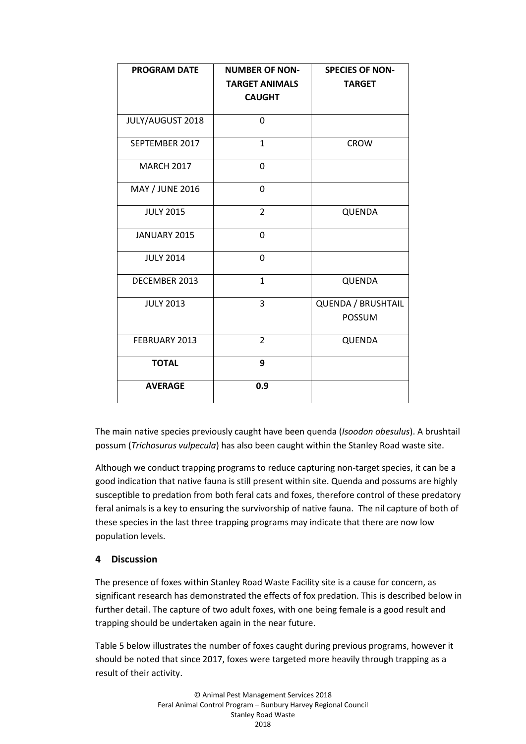| PROGRAM DATE | NUMBER OF NON-TARGET ANIMALS CAUGHT | SPECIES OF NON-TARGET |
|---|---|---|
| JULY/AUGUST 2018 | 0 | |
| SEPTEMBER 2017 | 1 | CROW |
| MARCH 2017 | 0 | |
| MAY / JUNE 2016 | 0 | |
| JULY 2015 | 2 | QUENDA |
| JANUARY 2015 | 0 | |
| JULY 2014 | 0 | |
| DECEMBER 2013 | 1 | QUENDA |
| JULY 2013 | 3 | QUENDA / BRUSHTAIL POSSUM |
| FEBRUARY 2013 | 2 | QUENDA |
| **TOTAL** | **9** | |
| **AVERAGE** | **0.9** | |

The main native species previously caught have been quenda (*Isoodon obesulus*). A brushtail possum (*Trichosurus vulpecula*) has also been caught within the Stanley Road waste site.

Although we conduct trapping programs to reduce capturing non-target species, it can be a good indication that native fauna is still present within site. Quenda and possums are highly susceptible to predation from both feral cats and foxes, therefore control of these predatory feral animals is a key to ensuring the survivorship of native fauna. The nil capture of both of these species in the last three trapping programs may indicate that there are now low population levels.

## 4 Discussion

The presence of foxes within Stanley Road Waste Facility site is a cause for concern, as significant research has demonstrated the effects of fox predation. This is described below in further detail. The capture of two adult foxes, with one being female is a good result and trapping should be undertaken again in the near future.

Table 5 below illustrates the number of foxes caught during previous programs, however it should be noted that since 2017, foxes were targeted more heavily through trapping as a result of their activity.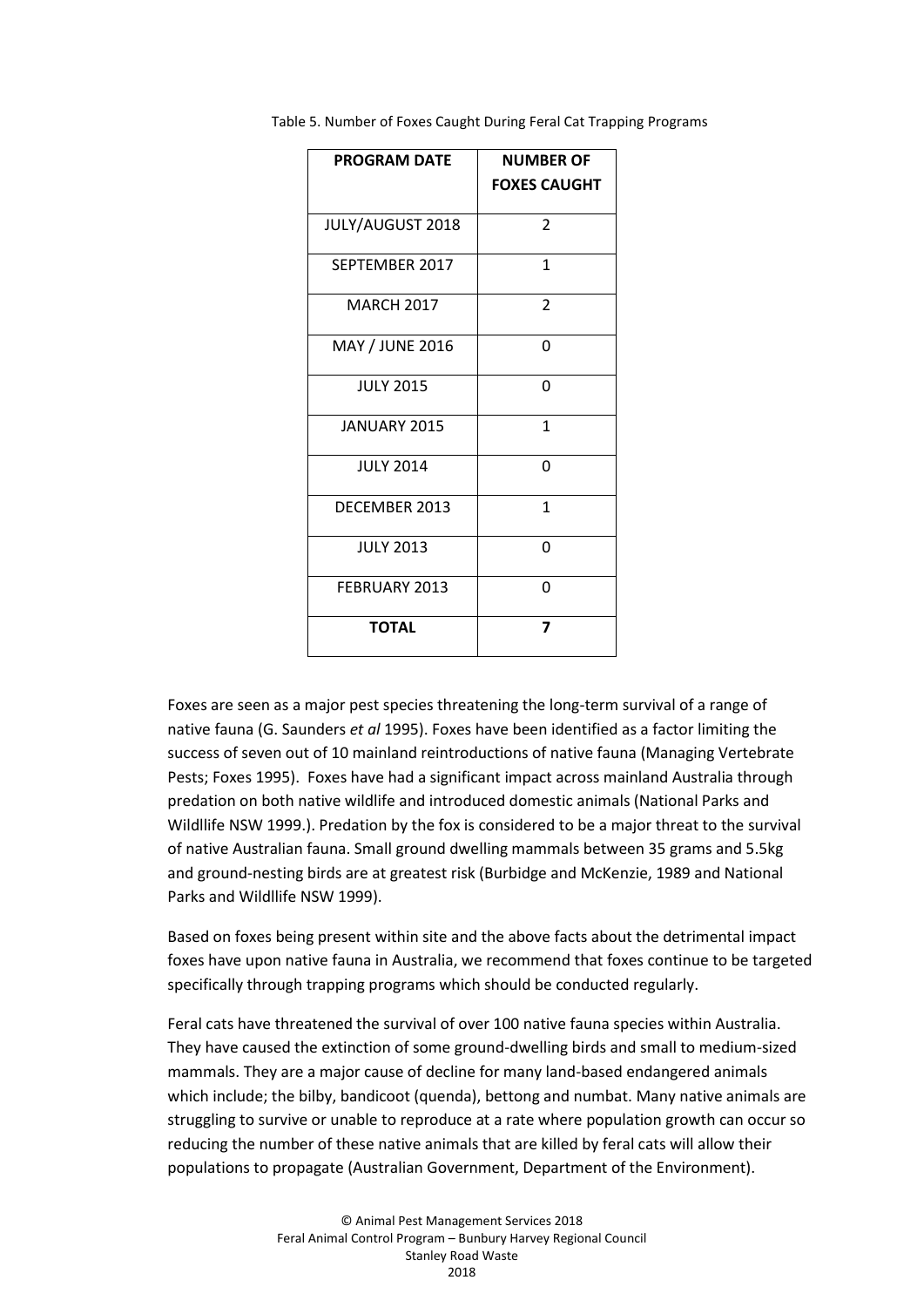Table 5. Number of Foxes Caught During Feral Cat Trapping Programs

| PROGRAM DATE | NUMBER OF FOXES CAUGHT |
| --- | --- |
| JULY/AUGUST 2018 | 2 |
| SEPTEMBER 2017 | 1 |
| MARCH 2017 | 2 |
| MAY / JUNE 2016 | 0 |
| JULY 2015 | 0 |
| JANUARY 2015 | 1 |
| JULY 2014 | 0 |
| DECEMBER 2013 | 1 |
| JULY 2013 | 0 |
| FEBRUARY 2013 | 0 |
| **TOTAL** | **7** |

Foxes are seen as a major pest species threatening the long-term survival of a range of native fauna (G. Saunders *et al* 1995). Foxes have been identified as a factor limiting the success of seven out of 10 mainland reintroductions of native fauna (Managing Vertebrate Pests; Foxes 1995). Foxes have had a significant impact across mainland Australia through predation on both native wildlife and introduced domestic animals (National Parks and Wildllife NSW 1999.). Predation by the fox is considered to be a major threat to the survival of native Australian fauna. Small ground dwelling mammals between 35 grams and 5.5kg and ground-nesting birds are at greatest risk (Burbidge and McKenzie, 1989 and National Parks and Wildllife NSW 1999).

Based on foxes being present within site and the above facts about the detrimental impact foxes have upon native fauna in Australia, we recommend that foxes continue to be targeted specifically through trapping programs which should be conducted regularly.

Feral cats have threatened the survival of over 100 native fauna species within Australia. They have caused the extinction of some ground-dwelling birds and small to medium-sized mammals. They are a major cause of decline for many land-based endangered animals which include; the bilby, bandicoot (quenda), bettong and numbat. Many native animals are struggling to survive or unable to reproduce at a rate where population growth can occur so reducing the number of these native animals that are killed by feral cats will allow their populations to propagate (Australian Government, Department of the Environment).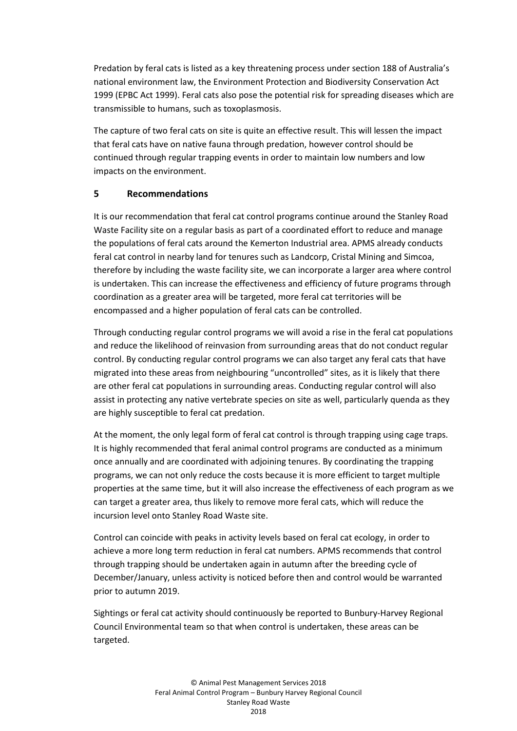Predation by feral cats is listed as a key threatening process under section 188 of Australia's national environment law, the Environment Protection and Biodiversity Conservation Act 1999 (EPBC Act 1999). Feral cats also pose the potential risk for spreading diseases which are transmissible to humans, such as toxoplasmosis.

The capture of two feral cats on site is quite an effective result. This will lessen the impact that feral cats have on native fauna through predation, however control should be continued through regular trapping events in order to maintain low numbers and low impacts on the environment.

## 5 Recommendations

It is our recommendation that feral cat control programs continue around the Stanley Road Waste Facility site on a regular basis as part of a coordinated effort to reduce and manage the populations of feral cats around the Kemerton Industrial area. APMS already conducts feral cat control in nearby land for tenures such as Landcorp, Cristal Mining and Simcoa, therefore by including the waste facility site, we can incorporate a larger area where control is undertaken. This can increase the effectiveness and efficiency of future programs through coordination as a greater area will be targeted, more feral cat territories will be encompassed and a higher population of feral cats can be controlled.

Through conducting regular control programs we will avoid a rise in the feral cat populations and reduce the likelihood of reinvasion from surrounding areas that do not conduct regular control. By conducting regular control programs we can also target any feral cats that have migrated into these areas from neighbouring "uncontrolled" sites, as it is likely that there are other feral cat populations in surrounding areas. Conducting regular control will also assist in protecting any native vertebrate species on site as well, particularly quenda as they are highly susceptible to feral cat predation.

At the moment, the only legal form of feral cat control is through trapping using cage traps. It is highly recommended that feral animal control programs are conducted as a minimum once annually and are coordinated with adjoining tenures. By coordinating the trapping programs, we can not only reduce the costs because it is more efficient to target multiple properties at the same time, but it will also increase the effectiveness of each program as we can target a greater area, thus likely to remove more feral cats, which will reduce the incursion level onto Stanley Road Waste site.

Control can coincide with peaks in activity levels based on feral cat ecology, in order to achieve a more long term reduction in feral cat numbers. APMS recommends that control through trapping should be undertaken again in autumn after the breeding cycle of December/January, unless activity is noticed before then and control would be warranted prior to autumn 2019.

Sightings or feral cat activity should continuously be reported to Bunbury-Harvey Regional Council Environmental team so that when control is undertaken, these areas can be targeted.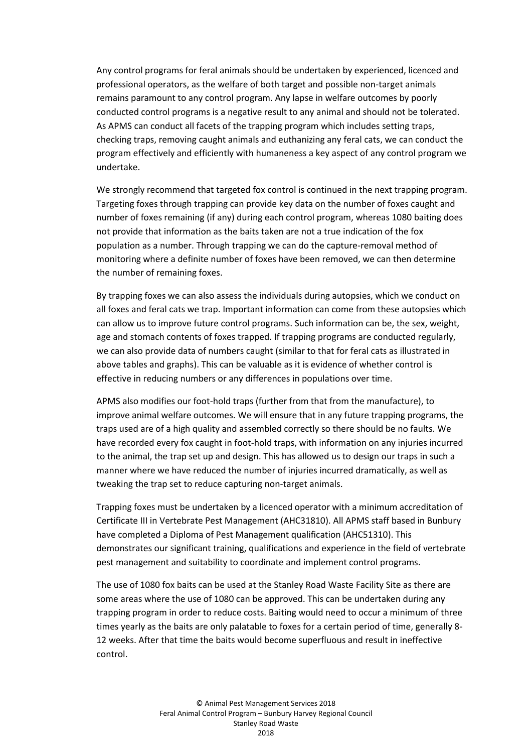Any control programs for feral animals should be undertaken by experienced, licenced and professional operators, as the welfare of both target and possible non-target animals remains paramount to any control program. Any lapse in welfare outcomes by poorly conducted control programs is a negative result to any animal and should not be tolerated. As APMS can conduct all facets of the trapping program which includes setting traps, checking traps, removing caught animals and euthanizing any feral cats, we can conduct the program effectively and efficiently with humaneness a key aspect of any control program we undertake.

We strongly recommend that targeted fox control is continued in the next trapping program. Targeting foxes through trapping can provide key data on the number of foxes caught and number of foxes remaining (if any) during each control program, whereas 1080 baiting does not provide that information as the baits taken are not a true indication of the fox population as a number. Through trapping we can do the capture-removal method of monitoring where a definite number of foxes have been removed, we can then determine the number of remaining foxes.

By trapping foxes we can also assess the individuals during autopsies, which we conduct on all foxes and feral cats we trap. Important information can come from these autopsies which can allow us to improve future control programs. Such information can be, the sex, weight, age and stomach contents of foxes trapped. If trapping programs are conducted regularly, we can also provide data of numbers caught (similar to that for feral cats as illustrated in above tables and graphs). This can be valuable as it is evidence of whether control is effective in reducing numbers or any differences in populations over time.

APMS also modifies our foot-hold traps (further from that from the manufacture), to improve animal welfare outcomes. We will ensure that in any future trapping programs, the traps used are of a high quality and assembled correctly so there should be no faults. We have recorded every fox caught in foot-hold traps, with information on any injuries incurred to the animal, the trap set up and design. This has allowed us to design our traps in such a manner where we have reduced the number of injuries incurred dramatically, as well as tweaking the trap set to reduce capturing non-target animals.

Trapping foxes must be undertaken by a licenced operator with a minimum accreditation of Certificate III in Vertebrate Pest Management (AHC31810). All APMS staff based in Bunbury have completed a Diploma of Pest Management qualification (AHC51310). This demonstrates our significant training, qualifications and experience in the field of vertebrate pest management and suitability to coordinate and implement control programs.

The use of 1080 fox baits can be used at the Stanley Road Waste Facility Site as there are some areas where the use of 1080 can be approved. This can be undertaken during any trapping program in order to reduce costs. Baiting would need to occur a minimum of three times yearly as the baits are only palatable to foxes for a certain period of time, generally 8-12 weeks. After that time the baits would become superfluous and result in ineffective control.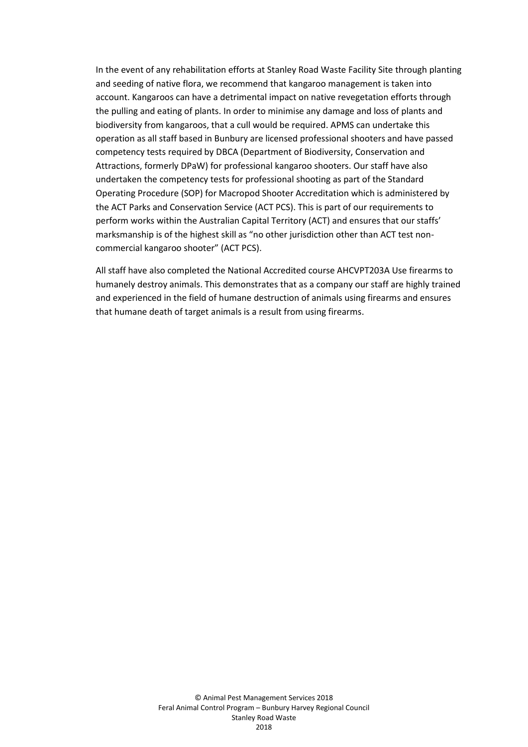In the event of any rehabilitation efforts at Stanley Road Waste Facility Site through planting and seeding of native flora, we recommend that kangaroo management is taken into account. Kangaroos can have a detrimental impact on native revegetation efforts through the pulling and eating of plants. In order to minimise any damage and loss of plants and biodiversity from kangaroos, that a cull would be required. APMS can undertake this operation as all staff based in Bunbury are licensed professional shooters and have passed competency tests required by DBCA (Department of Biodiversity, Conservation and Attractions, formerly DPaW) for professional kangaroo shooters. Our staff have also undertaken the competency tests for professional shooting as part of the Standard Operating Procedure (SOP) for Macropod Shooter Accreditation which is administered by the ACT Parks and Conservation Service (ACT PCS). This is part of our requirements to perform works within the Australian Capital Territory (ACT) and ensures that our staffs' marksmanship is of the highest skill as "no other jurisdiction other than ACT test non-commercial kangaroo shooter" (ACT PCS).

All staff have also completed the National Accredited course AHCVPT203A Use firearms to humanely destroy animals. This demonstrates that as a company our staff are highly trained and experienced in the field of humane destruction of animals using firearms and ensures that humane death of target animals is a result from using firearms.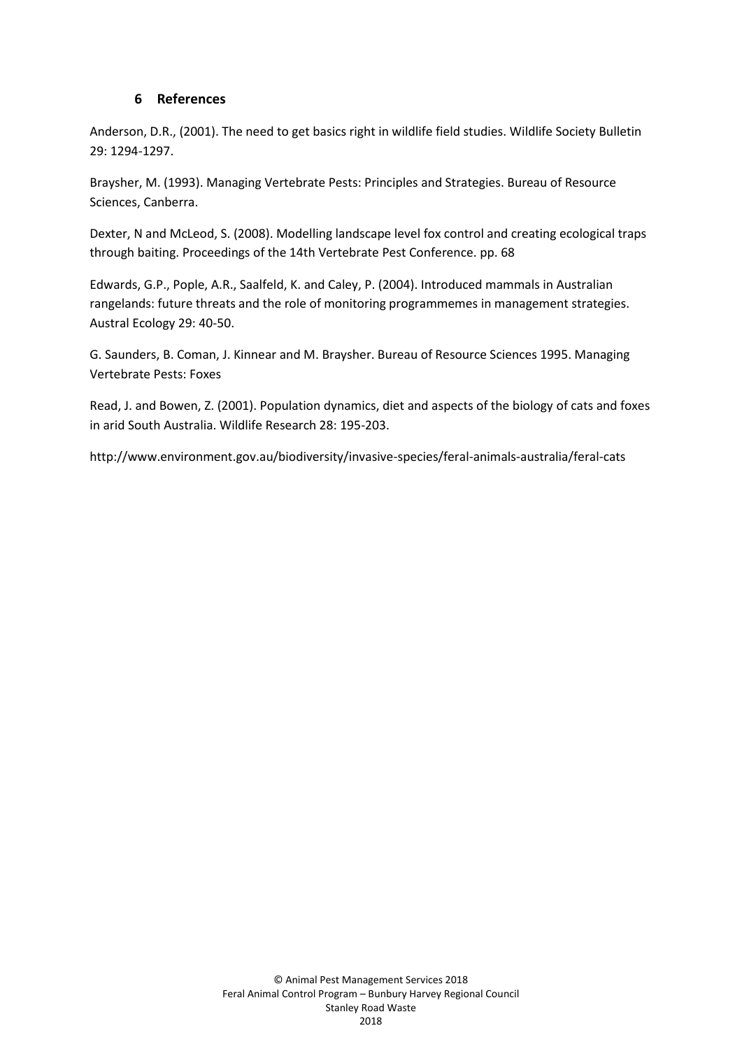## 6 References

Anderson, D.R., (2001). The need to get basics right in wildlife field studies. Wildlife Society Bulletin 29: 1294-1297.

Braysher, M. (1993). Managing Vertebrate Pests: Principles and Strategies. Bureau of Resource Sciences, Canberra.

Dexter, N and McLeod, S. (2008). Modelling landscape level fox control and creating ecological traps through baiting. Proceedings of the 14th Vertebrate Pest Conference. pp. 68

Edwards, G.P., Pople, A.R., Saalfeld, K. and Caley, P. (2004). Introduced mammals in Australian rangelands: future threats and the role of monitoring programmemes in management strategies. Austral Ecology 29: 40-50.

G. Saunders, B. Coman, J. Kinnear and M. Braysher. Bureau of Resource Sciences 1995. Managing Vertebrate Pests: Foxes

Read, J. and Bowen, Z. (2001). Population dynamics, diet and aspects of the biology of cats and foxes in arid South Australia. Wildlife Research 28: 195-203.

http://www.environment.gov.au/biodiversity/invasive-species/feral-animals-australia/feral-cats